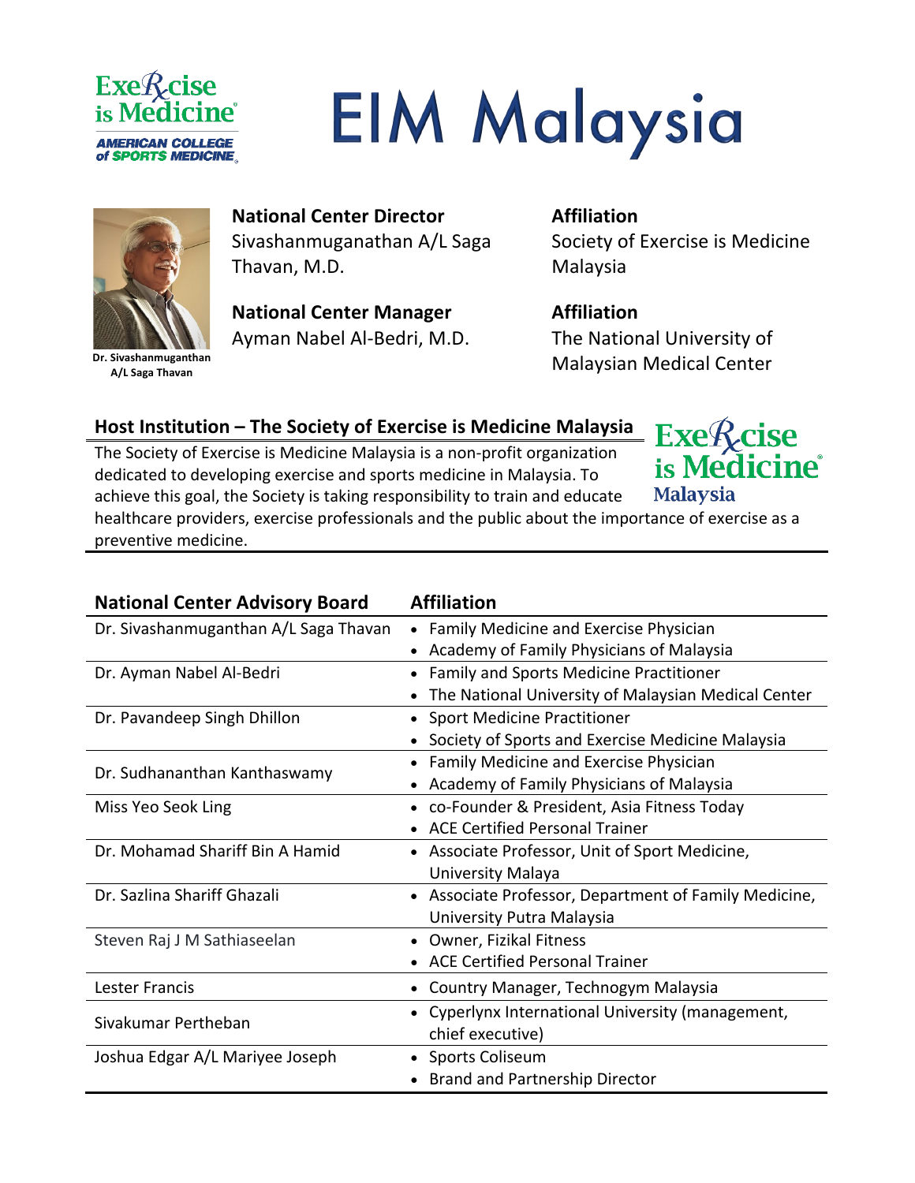# EIM Malaysia

Dr. Sivashanmuganthan A/L Saga Thavan

**National Center Director**
Sivashanmuganathan A/L Saga Thavan, M.D.

**Affiliation**
Society of Exercise is Medicine Malaysia

**National Center Manager**
Ayman Nabel Al-Bedri, M.D.

**Affiliation**
The National University of Malaysian Medical Center

## Host Institution – The Society of Exercise is Medicine Malaysia

The Society of Exercise is Medicine Malaysia is a non-profit organization dedicated to developing exercise and sports medicine in Malaysia. To achieve this goal, the Society is taking responsibility to train and educate healthcare providers, exercise professionals and the public about the importance of exercise as a preventive medicine.

| National Center Advisory Board | Affiliation |
|---|---|
| Dr. Sivashanmuganthan A/L Saga Thavan | • Family Medicine and Exercise Physician<br>• Academy of Family Physicians of Malaysia |
| Dr. Ayman Nabel Al-Bedri | • Family and Sports Medicine Practitioner<br>• The National University of Malaysian Medical Center |
| Dr. Pavandeep Singh Dhillon | • Sport Medicine Practitioner<br>• Society of Sports and Exercise Medicine Malaysia |
| Dr. Sudhananthan Kanthaswamy | • Family Medicine and Exercise Physician<br>• Academy of Family Physicians of Malaysia |
| Miss Yeo Seok Ling | • co-Founder & President, Asia Fitness Today<br>• ACE Certified Personal Trainer |
| Dr. Mohamad Shariff Bin A Hamid | • Associate Professor, Unit of Sport Medicine, University Malaya |
| Dr. Sazlina Shariff Ghazali | • Associate Professor, Department of Family Medicine, University Putra Malaysia |
| Steven Raj J M Sathiaseelan | • Owner, Fizikal Fitness<br>• ACE Certified Personal Trainer |
| Lester Francis | • Country Manager, Technogym Malaysia |
| Sivakumar Pertheban | • Cyperlynx International University (management, chief executive) |
| Joshua Edgar A/L Mariyee Joseph | • Sports Coliseum<br>• Brand and Partnership Director |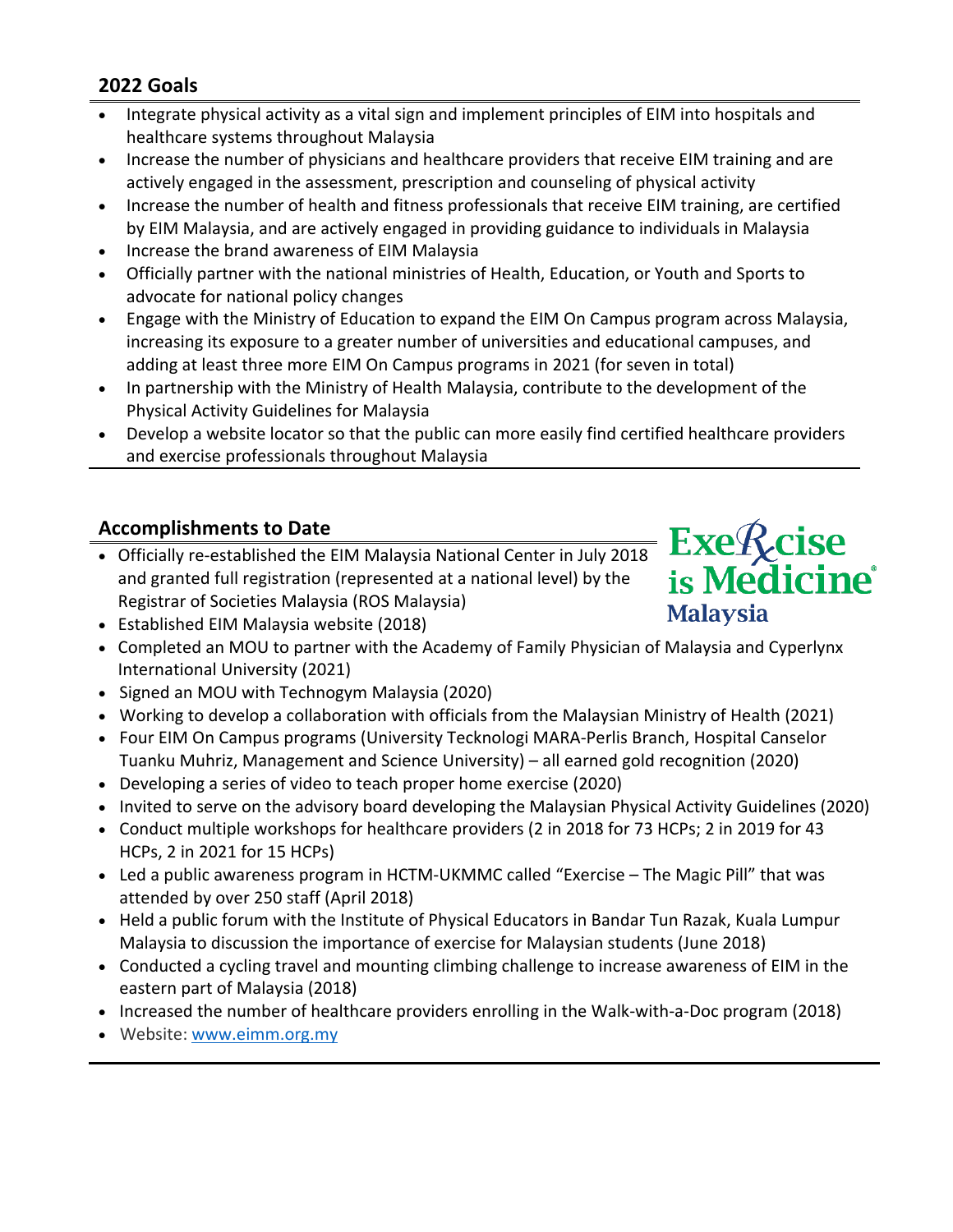## 2022 Goals

- Integrate physical activity as a vital sign and implement principles of EIM into hospitals and healthcare systems throughout Malaysia
- Increase the number of physicians and healthcare providers that receive EIM training and are actively engaged in the assessment, prescription and counseling of physical activity
- Increase the number of health and fitness professionals that receive EIM training, are certified by EIM Malaysia, and are actively engaged in providing guidance to individuals in Malaysia
- Increase the brand awareness of EIM Malaysia
- Officially partner with the national ministries of Health, Education, or Youth and Sports to advocate for national policy changes
- Engage with the Ministry of Education to expand the EIM On Campus program across Malaysia, increasing its exposure to a greater number of universities and educational campuses, and adding at least three more EIM On Campus programs in 2021 (for seven in total)
- In partnership with the Ministry of Health Malaysia, contribute to the development of the Physical Activity Guidelines for Malaysia
- Develop a website locator so that the public can more easily find certified healthcare providers and exercise professionals throughout Malaysia

## Accomplishments to Date

Exercise is Medicine® Malaysia

- Officially re-established the EIM Malaysia National Center in July 2018 and granted full registration (represented at a national level) by the Registrar of Societies Malaysia (ROS Malaysia)
- Established EIM Malaysia website (2018)
- Completed an MOU to partner with the Academy of Family Physician of Malaysia and Cyperlynx International University (2021)
- Signed an MOU with Technogym Malaysia (2020)
- Working to develop a collaboration with officials from the Malaysian Ministry of Health (2021)
- Four EIM On Campus programs (University Tecknologi MARA-Perlis Branch, Hospital Canselor Tuanku Muhriz, Management and Science University) – all earned gold recognition (2020)
- Developing a series of video to teach proper home exercise (2020)
- Invited to serve on the advisory board developing the Malaysian Physical Activity Guidelines (2020)
- Conduct multiple workshops for healthcare providers (2 in 2018 for 73 HCPs; 2 in 2019 for 43 HCPs, 2 in 2021 for 15 HCPs)
- Led a public awareness program in HCTM-UKMMC called "Exercise – The Magic Pill" that was attended by over 250 staff (April 2018)
- Held a public forum with the Institute of Physical Educators in Bandar Tun Razak, Kuala Lumpur Malaysia to discussion the importance of exercise for Malaysian students (June 2018)
- Conducted a cycling travel and mounting climbing challenge to increase awareness of EIM in the eastern part of Malaysia (2018)
- Increased the number of healthcare providers enrolling in the Walk-with-a-Doc program (2018)
- Website: [www.eimm.org.my](http://www.eimm.org.my)